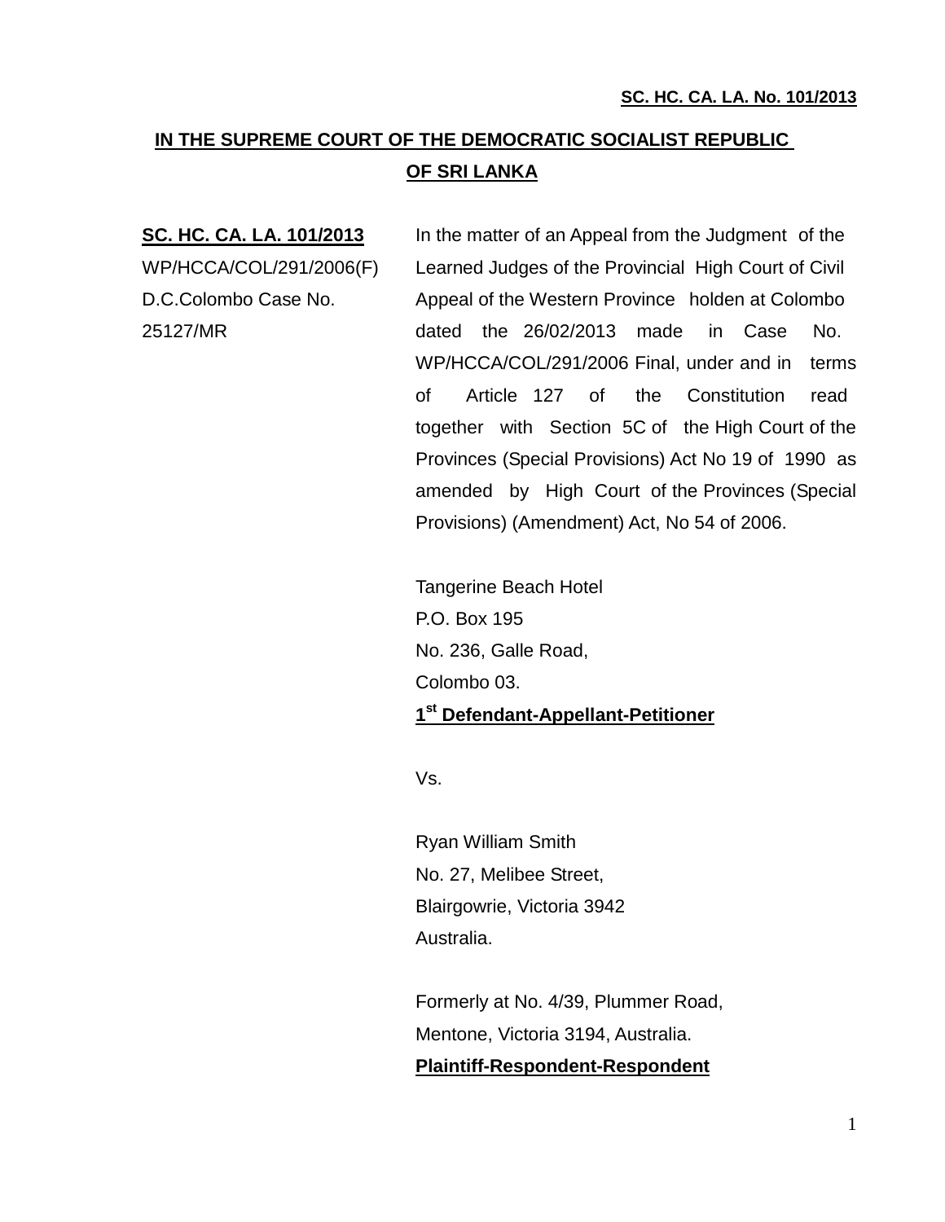**SC. HC. CA. LA. No. 101/2013**

## IN THE SUPREME COURT OF THE DEMOCRATIC SOCIALIST REPUBLIC OF SRI LANKA

**SC. HC. CA. LA. 101/2013**
WP/HCCA/COL/291/2006(F)
D.C.Colombo Case No. 25127/MR

In the matter of an Appeal from the Judgment of the Learned Judges of the Provincial High Court of Civil Appeal of the Western Province holden at Colombo dated the 26/02/2013 made in Case No. WP/HCCA/COL/291/2006 Final, under and in terms of Article 127 of the Constitution read together with Section 5C of the High Court of the Provinces (Special Provisions) Act No 19 of 1990 as amended by High Court of the Provinces (Special Provisions) (Amendment) Act, No 54 of 2006.

Tangerine Beach Hotel
P.O. Box 195
No. 236, Galle Road,
Colombo 03.
**1st Defendant-Appellant-Petitioner**

Vs.

Ryan William Smith
No. 27, Melibee Street,
Blairgowrie, Victoria 3942
Australia.

Formerly at No. 4/39, Plummer Road,
Mentone, Victoria 3194, Australia.
**Plaintiff-Respondent-Respondent**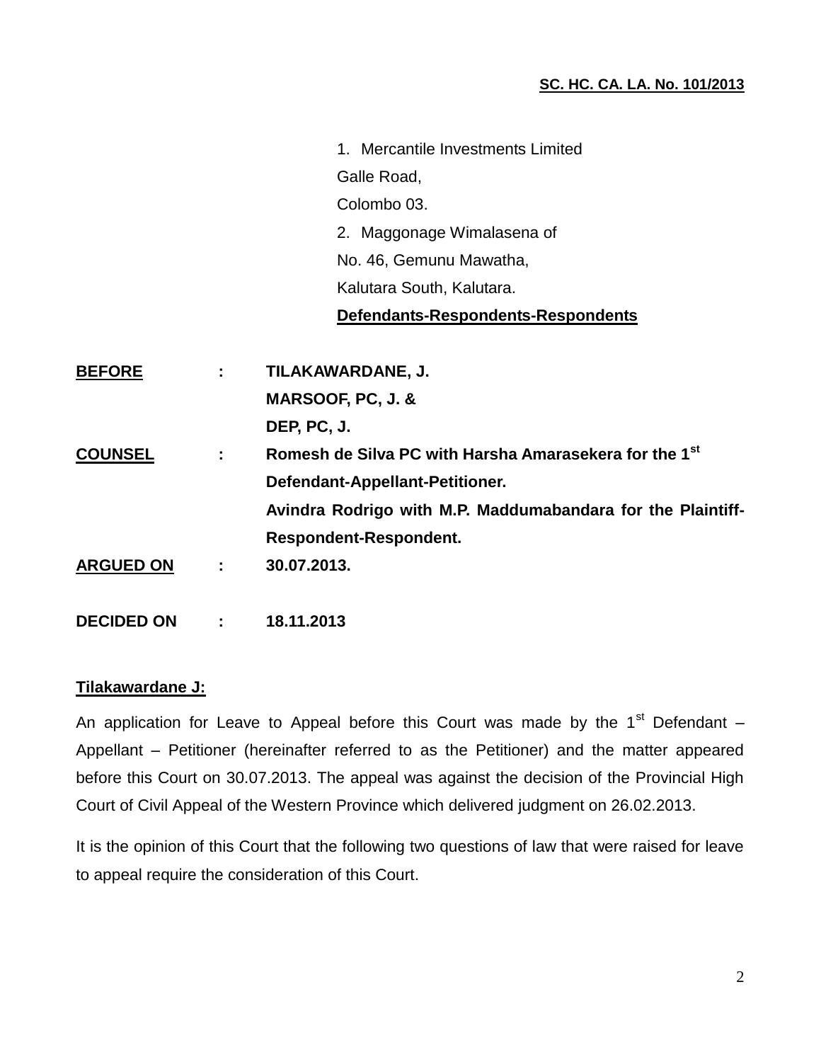**<u>SC. HC. CA. LA. No. 101/2013</u>**

1. Mercantile Investments Limited
Galle Road,
Colombo 03.
2. Maggonage Wimalasena of
No. 46, Gemunu Mawatha,
Kalutara South, Kalutara.

**<u>Defendants-Respondents-Respondents</u>**

**<u>BEFORE</u>** : **TILAKAWARDANE, J.**
**MARSOOF, PC, J. &**
**DEP, PC, J.**

**<u>COUNSEL</u>** : **Romesh de Silva PC with Harsha Amarasekera for the 1st Defendant-Appellant-Petitioner.**
**Avindra Rodrigo with M.P. Maddumabandara for the Plaintiff-Respondent-Respondent.**

**<u>ARGUED ON</u>** : **30.07.2013.**

**DECIDED ON** : **18.11.2013**

**<u>Tilakawardane J:</u>**

An application for Leave to Appeal before this Court was made by the 1st Defendant – Appellant – Petitioner (hereinafter referred to as the Petitioner) and the matter appeared before this Court on 30.07.2013. The appeal was against the decision of the Provincial High Court of Civil Appeal of the Western Province which delivered judgment on 26.02.2013.

It is the opinion of this Court that the following two questions of law that were raised for leave to appeal require the consideration of this Court.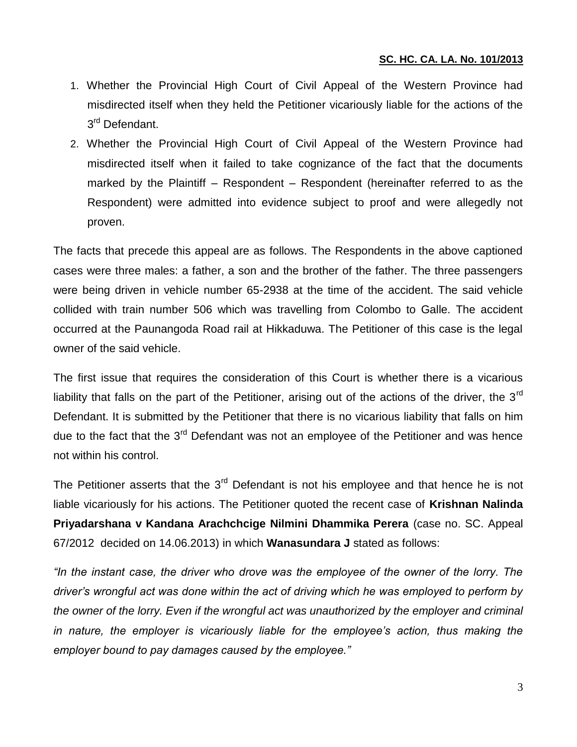1. Whether the Provincial High Court of Civil Appeal of the Western Province had misdirected itself when they held the Petitioner vicariously liable for the actions of the 3rd Defendant.
2. Whether the Provincial High Court of Civil Appeal of the Western Province had misdirected itself when it failed to take cognizance of the fact that the documents marked by the Plaintiff – Respondent – Respondent (hereinafter referred to as the Respondent) were admitted into evidence subject to proof and were allegedly not proven.

The facts that precede this appeal are as follows. The Respondents in the above captioned cases were three males: a father, a son and the brother of the father. The three passengers were being driven in vehicle number 65-2938 at the time of the accident. The said vehicle collided with train number 506 which was travelling from Colombo to Galle. The accident occurred at the Paunangoda Road rail at Hikkaduwa. The Petitioner of this case is the legal owner of the said vehicle.

The first issue that requires the consideration of this Court is whether there is a vicarious liability that falls on the part of the Petitioner, arising out of the actions of the driver, the 3rd Defendant. It is submitted by the Petitioner that there is no vicarious liability that falls on him due to the fact that the 3rd Defendant was not an employee of the Petitioner and was hence not within his control.

The Petitioner asserts that the 3rd Defendant is not his employee and that hence he is not liable vicariously for his actions. The Petitioner quoted the recent case of **Krishnan Nalinda Priyadarshana v Kandana Arachchcige Nilmini Dhammika Perera** (case no. SC. Appeal 67/2012 decided on 14.06.2013) in which **Wanasundara J** stated as follows:

*"In the instant case, the driver who drove was the employee of the owner of the lorry. The driver's wrongful act was done within the act of driving which he was employed to perform by the owner of the lorry. Even if the wrongful act was unauthorized by the employer and criminal in nature, the employer is vicariously liable for the employee's action, thus making the employer bound to pay damages caused by the employee."*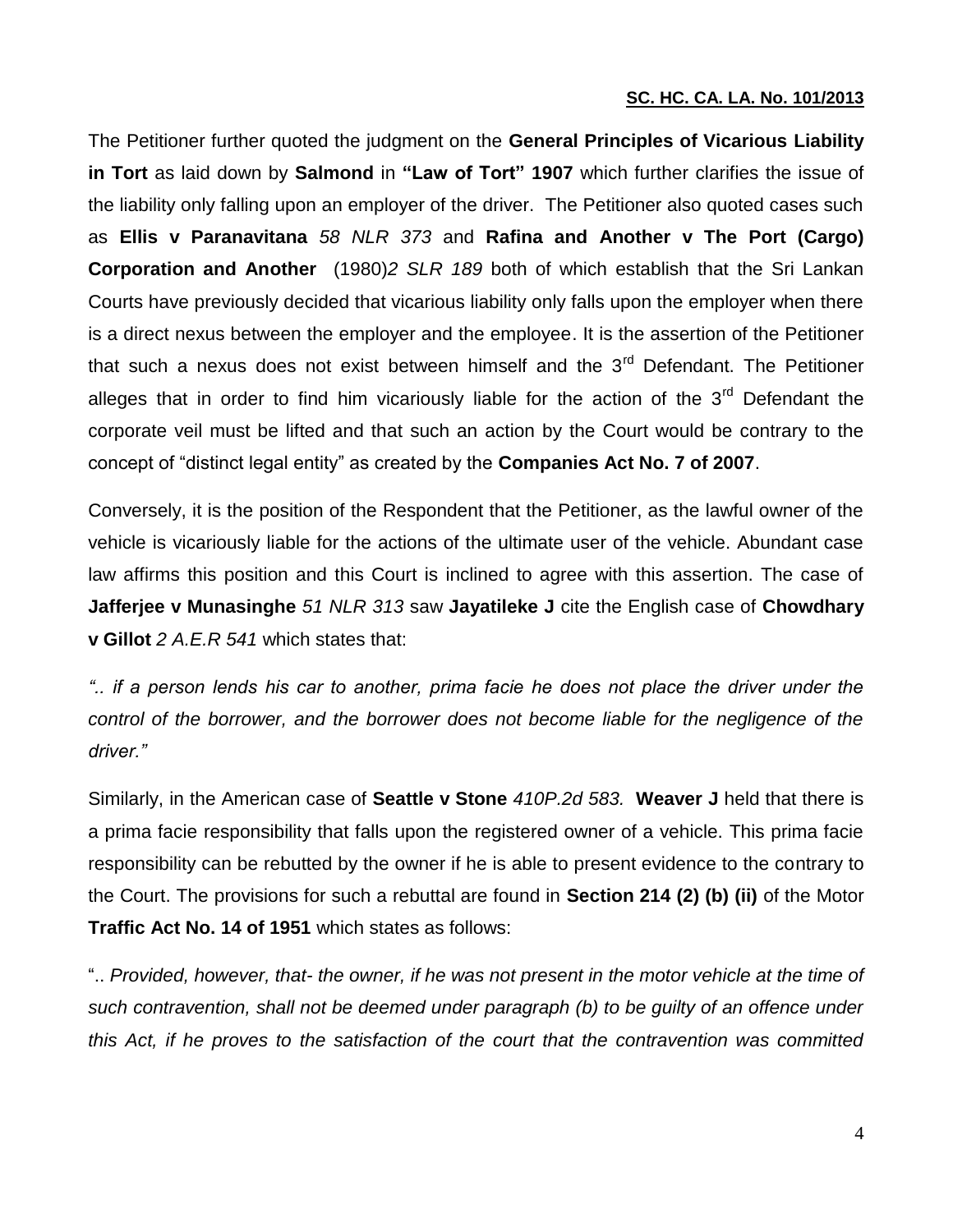The Petitioner further quoted the judgment on the **General Principles of Vicarious Liability in Tort** as laid down by **Salmond** in **"Law of Tort" 1907** which further clarifies the issue of the liability only falling upon an employer of the driver. The Petitioner also quoted cases such as **Ellis v Paranavitana** *58 NLR 373* and **Rafina and Another v The Port (Cargo) Corporation and Another** (1980)*2 SLR 189* both of which establish that the Sri Lankan Courts have previously decided that vicarious liability only falls upon the employer when there is a direct nexus between the employer and the employee. It is the assertion of the Petitioner that such a nexus does not exist between himself and the 3rd Defendant. The Petitioner alleges that in order to find him vicariously liable for the action of the 3rd Defendant the corporate veil must be lifted and that such an action by the Court would be contrary to the concept of "distinct legal entity" as created by the **Companies Act No. 7 of 2007**.

Conversely, it is the position of the Respondent that the Petitioner, as the lawful owner of the vehicle is vicariously liable for the actions of the ultimate user of the vehicle. Abundant case law affirms this position and this Court is inclined to agree with this assertion. The case of **Jafferjee v Munasinghe** *51 NLR 313* saw **Jayatileke J** cite the English case of **Chowdhary v Gillot** *2 A.E.R 541* which states that:

*".. if a person lends his car to another, prima facie he does not place the driver under the control of the borrower, and the borrower does not become liable for the negligence of the driver."*

Similarly, in the American case of **Seattle v Stone** *410P.2d 583.* **Weaver J** held that there is a prima facie responsibility that falls upon the registered owner of a vehicle. This prima facie responsibility can be rebutted by the owner if he is able to present evidence to the contrary to the Court. The provisions for such a rebuttal are found in **Section 214 (2) (b) (ii)** of the Motor **Traffic Act No. 14 of 1951** which states as follows:

".. *Provided, however, that- the owner, if he was not present in the motor vehicle at the time of such contravention, shall not be deemed under paragraph (b) to be guilty of an offence under this Act, if he proves to the satisfaction of the court that the contravention was committed*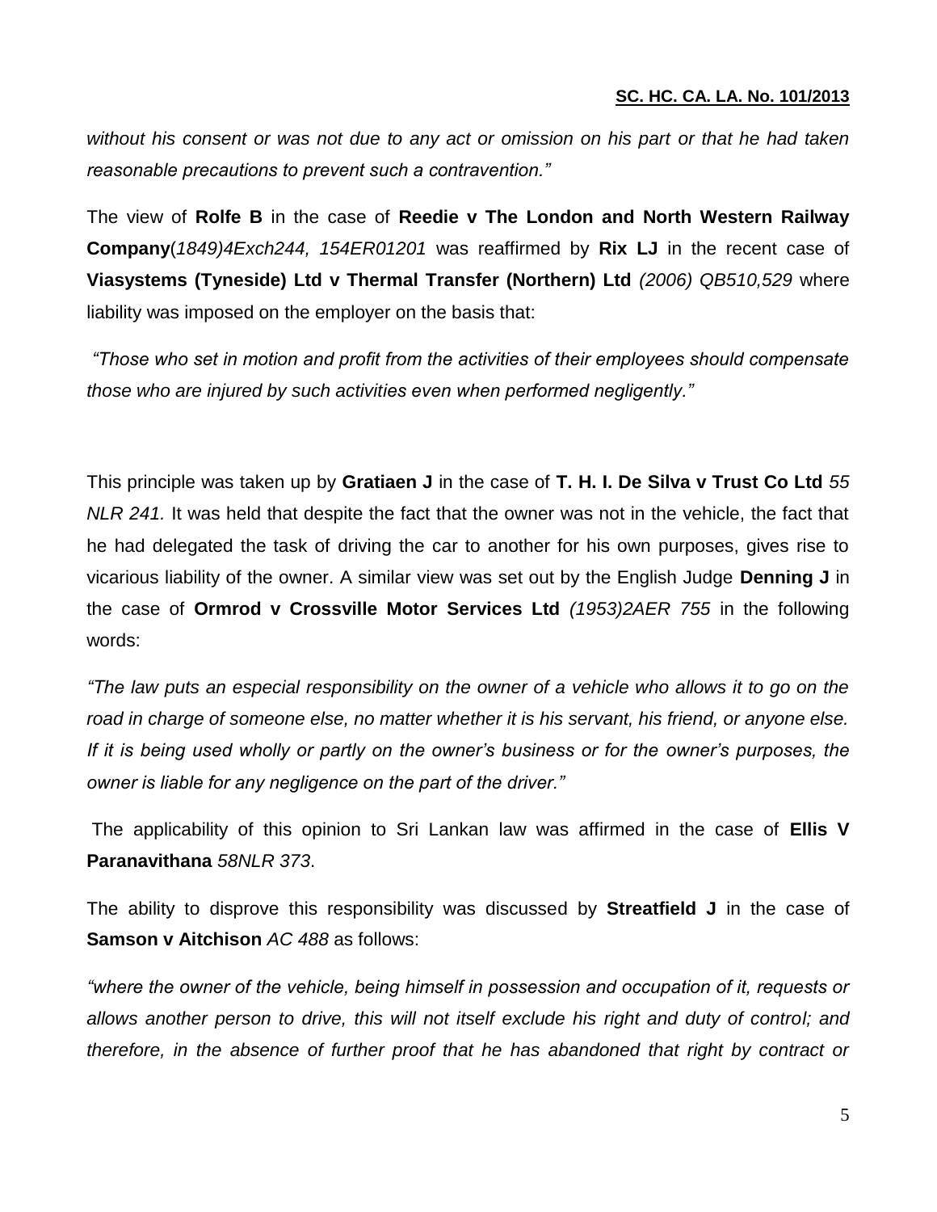*without his consent or was not due to any act or omission on his part or that he had taken reasonable precautions to prevent such a contravention."*

The view of **Rolfe B** in the case of **Reedie v The London and North Western Railway Company**(*1849)4Exch244, 154ER01201* was reaffirmed by **Rix LJ** in the recent case of **Viasystems (Tyneside) Ltd v Thermal Transfer (Northern) Ltd** *(2006) QB510,529* where liability was imposed on the employer on the basis that:

*"Those who set in motion and profit from the activities of their employees should compensate those who are injured by such activities even when performed negligently."*

This principle was taken up by **Gratiaen J** in the case of **T. H. I. De Silva v Trust Co Ltd** *55 NLR 241.* It was held that despite the fact that the owner was not in the vehicle, the fact that he had delegated the task of driving the car to another for his own purposes, gives rise to vicarious liability of the owner. A similar view was set out by the English Judge **Denning J** in the case of **Ormrod v Crossville Motor Services Ltd** *(1953)2AER 755* in the following words:

*"The law puts an especial responsibility on the owner of a vehicle who allows it to go on the road in charge of someone else, no matter whether it is his servant, his friend, or anyone else. If it is being used wholly or partly on the owner's business or for the owner's purposes, the owner is liable for any negligence on the part of the driver."*

The applicability of this opinion to Sri Lankan law was affirmed in the case of **Ellis V Paranavithana** *58NLR 373*.

The ability to disprove this responsibility was discussed by **Streatfield J** in the case of **Samson v Aitchison** *AC 488* as follows:

*"where the owner of the vehicle, being himself in possession and occupation of it, requests or allows another person to drive, this will not itself exclude his right and duty of control; and therefore, in the absence of further proof that he has abandoned that right by contract or*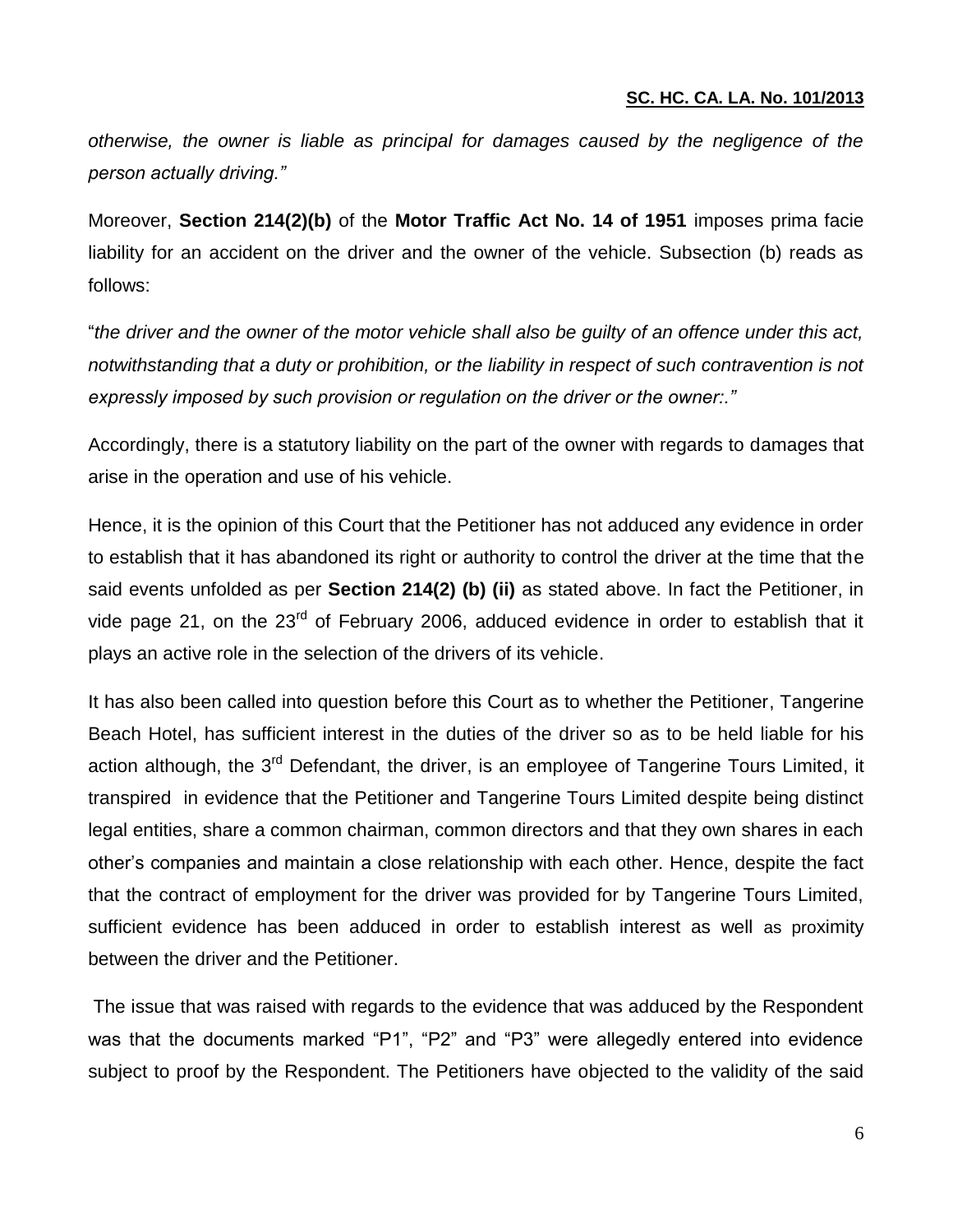*otherwise, the owner is liable as principal for damages caused by the negligence of the person actually driving."*

Moreover, **Section 214(2)(b)** of the **Motor Traffic Act No. 14 of 1951** imposes prima facie liability for an accident on the driver and the owner of the vehicle. Subsection (b) reads as follows:

"*the driver and the owner of the motor vehicle shall also be guilty of an offence under this act, notwithstanding that a duty or prohibition, or the liability in respect of such contravention is not expressly imposed by such provision or regulation on the driver or the owner:."*

Accordingly, there is a statutory liability on the part of the owner with regards to damages that arise in the operation and use of his vehicle.

Hence, it is the opinion of this Court that the Petitioner has not adduced any evidence in order to establish that it has abandoned its right or authority to control the driver at the time that the said events unfolded as per **Section 214(2) (b) (ii)** as stated above. In fact the Petitioner, in vide page 21, on the 23rd of February 2006, adduced evidence in order to establish that it plays an active role in the selection of the drivers of its vehicle.

It has also been called into question before this Court as to whether the Petitioner, Tangerine Beach Hotel, has sufficient interest in the duties of the driver so as to be held liable for his action although, the 3rd Defendant, the driver, is an employee of Tangerine Tours Limited, it transpired in evidence that the Petitioner and Tangerine Tours Limited despite being distinct legal entities, share a common chairman, common directors and that they own shares in each other's companies and maintain a close relationship with each other. Hence, despite the fact that the contract of employment for the driver was provided for by Tangerine Tours Limited, sufficient evidence has been adduced in order to establish interest as well as proximity between the driver and the Petitioner.

The issue that was raised with regards to the evidence that was adduced by the Respondent was that the documents marked "P1", "P2" and "P3" were allegedly entered into evidence subject to proof by the Respondent. The Petitioners have objected to the validity of the said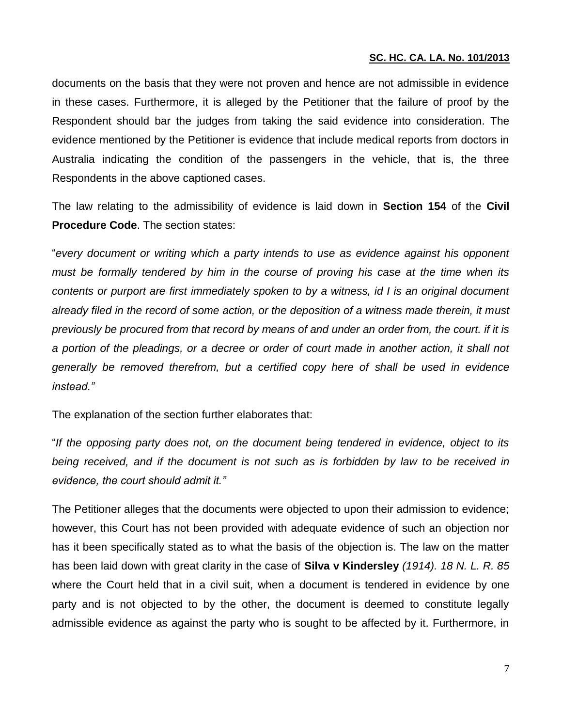documents on the basis that they were not proven and hence are not admissible in evidence in these cases. Furthermore, it is alleged by the Petitioner that the failure of proof by the Respondent should bar the judges from taking the said evidence into consideration. The evidence mentioned by the Petitioner is evidence that include medical reports from doctors in Australia indicating the condition of the passengers in the vehicle, that is, the three Respondents in the above captioned cases.

The law relating to the admissibility of evidence is laid down in **Section 154** of the **Civil Procedure Code**. The section states:

"*every document or writing which a party intends to use as evidence against his opponent must be formally tendered by him in the course of proving his case at the time when its contents or purport are first immediately spoken to by a witness, id I is an original document already filed in the record of some action, or the deposition of a witness made therein, it must previously be procured from that record by means of and under an order from, the court. if it is a portion of the pleadings, or a decree or order of court made in another action, it shall not generally be removed therefrom, but a certified copy here of shall be used in evidence instead.*"

The explanation of the section further elaborates that:

"*If the opposing party does not, on the document being tendered in evidence, object to its being received, and if the document is not such as is forbidden by law to be received in evidence, the court should admit it.*"

The Petitioner alleges that the documents were objected to upon their admission to evidence; however, this Court has not been provided with adequate evidence of such an objection nor has it been specifically stated as to what the basis of the objection is. The law on the matter has been laid down with great clarity in the case of **Silva v Kindersley** *(1914). 18 N. L. R. 85* where the Court held that in a civil suit, when a document is tendered in evidence by one party and is not objected to by the other, the document is deemed to constitute legally admissible evidence as against the party who is sought to be affected by it. Furthermore, in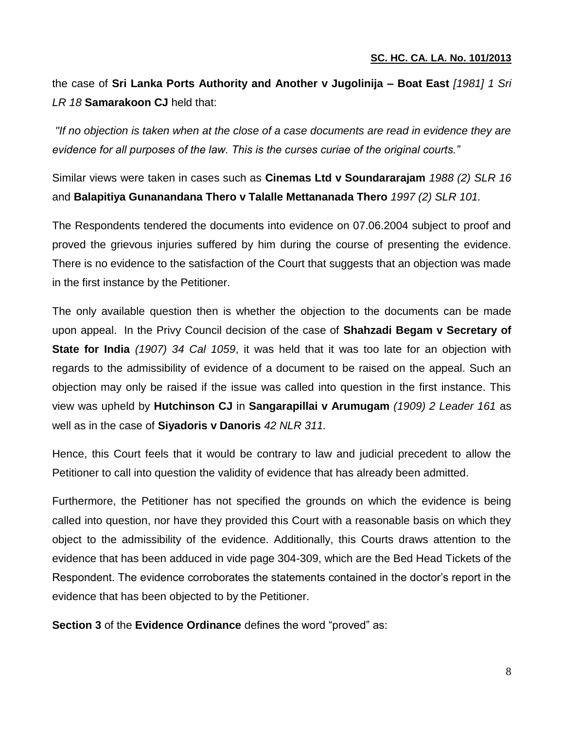the case of **Sri Lanka Ports Authority and Another v Jugolinija – Boat East** *[1981] 1 Sri LR 18* **Samarakoon CJ** held that:

*"If no objection is taken when at the close of a case documents are read in evidence they are evidence for all purposes of the law. This is the curses curiae of the original courts."*

Similar views were taken in cases such as **Cinemas Ltd v Soundararajam** *1988 (2) SLR 16* and **Balapitiya Gunanandana Thero v Talalle Mettananada Thero** *1997 (2) SLR 101.*

The Respondents tendered the documents into evidence on 07.06.2004 subject to proof and proved the grievous injuries suffered by him during the course of presenting the evidence. There is no evidence to the satisfaction of the Court that suggests that an objection was made in the first instance by the Petitioner.

The only available question then is whether the objection to the documents can be made upon appeal. In the Privy Council decision of the case of **Shahzadi Begam v Secretary of State for India** *(1907) 34 Cal 1059*, it was held that it was too late for an objection with regards to the admissibility of evidence of a document to be raised on the appeal. Such an objection may only be raised if the issue was called into question in the first instance. This view was upheld by **Hutchinson CJ** in **Sangarapillai v Arumugam** *(1909) 2 Leader 161* as well as in the case of **Siyadoris v Danoris** *42 NLR 311.*

Hence, this Court feels that it would be contrary to law and judicial precedent to allow the Petitioner to call into question the validity of evidence that has already been admitted.

Furthermore, the Petitioner has not specified the grounds on which the evidence is being called into question, nor have they provided this Court with a reasonable basis on which they object to the admissibility of the evidence. Additionally, this Courts draws attention to the evidence that has been adduced in vide page 304-309, which are the Bed Head Tickets of the Respondent. The evidence corroborates the statements contained in the doctor's report in the evidence that has been objected to by the Petitioner.

**Section 3** of the **Evidence Ordinance** defines the word "proved" as: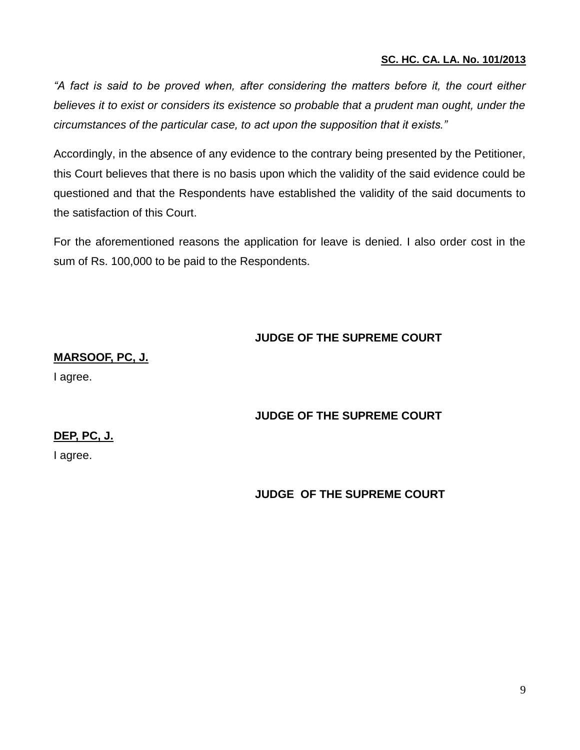*"A fact is said to be proved when, after considering the matters before it, the court either believes it to exist or considers its existence so probable that a prudent man ought, under the circumstances of the particular case, to act upon the supposition that it exists."*

Accordingly, in the absence of any evidence to the contrary being presented by the Petitioner, this Court believes that there is no basis upon which the validity of the said evidence could be questioned and that the Respondents have established the validity of the said documents to the satisfaction of this Court.

For the aforementioned reasons the application for leave is denied. I also order cost in the sum of Rs. 100,000 to be paid to the Respondents.

**JUDGE OF THE SUPREME COURT**

**MARSOOF, PC, J.**

I agree.

**JUDGE OF THE SUPREME COURT**

**DEP, PC, J.**

I agree.

**JUDGE OF THE SUPREME COURT**